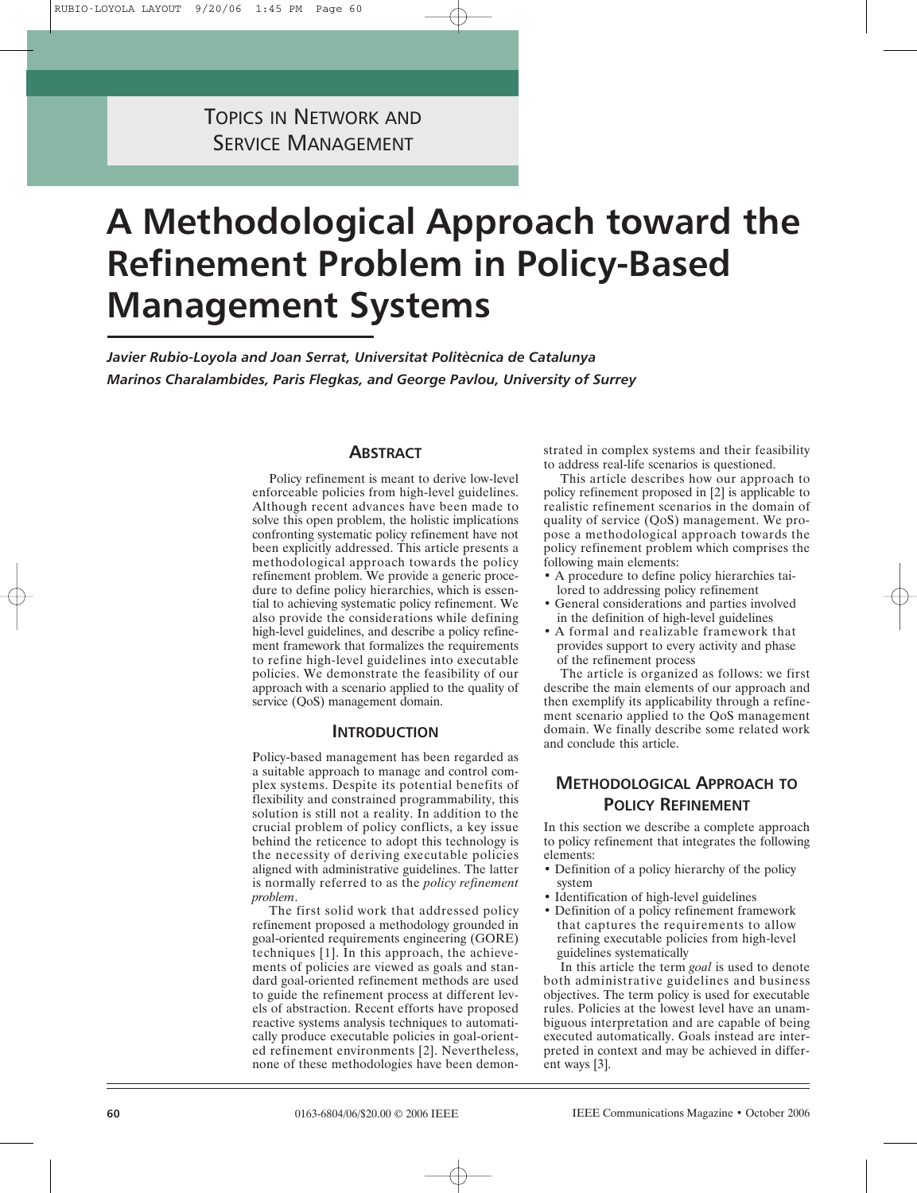TOPICS IN NETWORK AND SERVICE MANAGEMENT

# A Methodological Approach toward the Refinement Problem in Policy-Based Management Systems

***Javier Rubio-Loyola and Joan Serrat, Universitat Politècnica de Catalunya***
***Marinos Charalambides, Paris Flegkas, and George Pavlou, University of Surrey***

## ABSTRACT

Policy refinement is meant to derive low-level enforceable policies from high-level guidelines. Although recent advances have been made to solve this open problem, the holistic implications confronting systematic policy refinement have not been explicitly addressed. This article presents a methodological approach towards the policy refinement problem. We provide a generic procedure to define policy hierarchies, which is essential to achieving systematic policy refinement. We also provide the considerations while defining high-level guidelines, and describe a policy refinement framework that formalizes the requirements to refine high-level guidelines into executable policies. We demonstrate the feasibility of our approach with a scenario applied to the quality of service (QoS) management domain.

## INTRODUCTION

Policy-based management has been regarded as a suitable approach to manage and control complex systems. Despite its potential benefits of flexibility and constrained programmability, this solution is still not a reality. In addition to the crucial problem of policy conflicts, a key issue behind the reticence to adopt this technology is the necessity of deriving executable policies aligned with administrative guidelines. The latter is normally referred to as the *policy refinement problem*.

The first solid work that addressed policy refinement proposed a methodology grounded in goal-oriented requirements engineering (GORE) techniques [1]. In this approach, the achievements of policies are viewed as goals and standard goal-oriented refinement methods are used to guide the refinement process at different levels of abstraction. Recent efforts have proposed reactive systems analysis techniques to automatically produce executable policies in goal-oriented refinement environments [2]. Nevertheless, none of these methodologies have been demonstrated in complex systems and their feasibility to address real-life scenarios is questioned.

This article describes how our approach to policy refinement proposed in [2] is applicable to realistic refinement scenarios in the domain of quality of service (QoS) management. We propose a methodological approach towards the policy refinement problem which comprises the following main elements:

- A procedure to define policy hierarchies tailored to addressing policy refinement
- General considerations and parties involved in the definition of high-level guidelines
- A formal and realizable framework that provides support to every activity and phase of the refinement process

The article is organized as follows: we first describe the main elements of our approach and then exemplify its applicability through a refinement scenario applied to the QoS management domain. We finally describe some related work and conclude this article.

## METHODOLOGICAL APPROACH TO POLICY REFINEMENT

In this section we describe a complete approach to policy refinement that integrates the following elements:

- Definition of a policy hierarchy of the policy system
- Identification of high-level guidelines
- Definition of a policy refinement framework that captures the requirements to allow refining executable policies from high-level guidelines systematically

In this article the term *goal* is used to denote both administrative guidelines and business objectives. The term policy is used for executable rules. Policies at the lowest level have an unambiguous interpretation and are capable of being executed automatically. Goals instead are interpreted in context and may be achieved in different ways [3].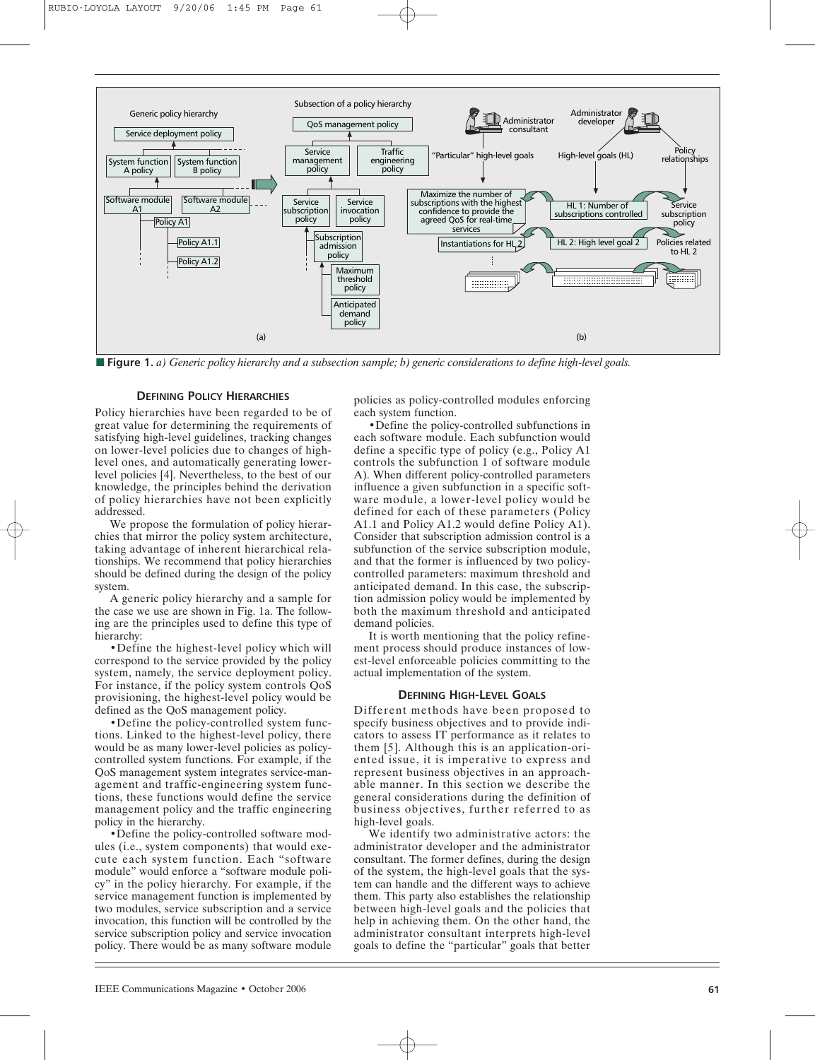■ **Figure 1.** *a) Generic policy hierarchy and a subsection sample; b) generic considerations to define high-level goals.*

## DEFINING POLICY HIERARCHIES

Policy hierarchies have been regarded to be of great value for determining the requirements of satisfying high-level guidelines, tracking changes on lower-level policies due to changes of high-level ones, and automatically generating lower-level policies [4]. Nevertheless, to the best of our knowledge, the principles behind the derivation of policy hierarchies have not been explicitly addressed.

We propose the formulation of policy hierarchies that mirror the policy system architecture, taking advantage of inherent hierarchical relationships. We recommend that policy hierarchies should be defined during the design of the policy system.

A generic policy hierarchy and a sample for the case we use are shown in Fig. 1a. The following are the principles used to define this type of hierarchy:

- Define the highest-level policy which will correspond to the service provided by the policy system, namely, the service deployment policy. For instance, if the policy system controls QoS provisioning, the highest-level policy would be defined as the QoS management policy.
- Define the policy-controlled system functions. Linked to the highest-level policy, there would be as many lower-level policies as policy-controlled system functions. For example, if the QoS management system integrates service-management and traffic-engineering system functions, these functions would define the service management policy and the traffic engineering policy in the hierarchy.
- Define the policy-controlled software modules (i.e., system components) that would execute each system function. Each "software module" would enforce a "software module policy" in the policy hierarchy. For example, if the service management function is implemented by two modules, service subscription and a service invocation, this function will be controlled by the service subscription policy and service invocation policy. There would be as many software module policies as policy-controlled modules enforcing each system function.
- Define the policy-controlled subfunctions in each software module. Each subfunction would define a specific type of policy (e.g., Policy A1 controls the subfunction 1 of software module A). When different policy-controlled parameters influence a given subfunction in a specific software module, a lower-level policy would be defined for each of these parameters (Policy A1.1 and Policy A1.2 would define Policy A1). Consider that subscription admission control is a subfunction of the service subscription module, and that the former is influenced by two policy-controlled parameters: maximum threshold and anticipated demand. In this case, the subscription admission policy would be implemented by both the maximum threshold and anticipated demand policies.

It is worth mentioning that the policy refinement process should produce instances of lowest-level enforceable policies committing to the actual implementation of the system.

## DEFINING HIGH-LEVEL GOALS

Different methods have been proposed to specify business objectives and to provide indicators to assess IT performance as it relates to them [5]. Although this is an application-oriented issue, it is imperative to express and represent business objectives in an approachable manner. In this section we describe the general considerations during the definition of business objectives, further referred to as high-level goals.

We identify two administrative actors: the administrator developer and the administrator consultant. The former defines, during the design of the system, the high-level goals that the system can handle and the different ways to achieve them. This party also establishes the relationship between high-level goals and the policies that help in achieving them. On the other hand, the administrator consultant interprets high-level goals to define the "particular" goals that better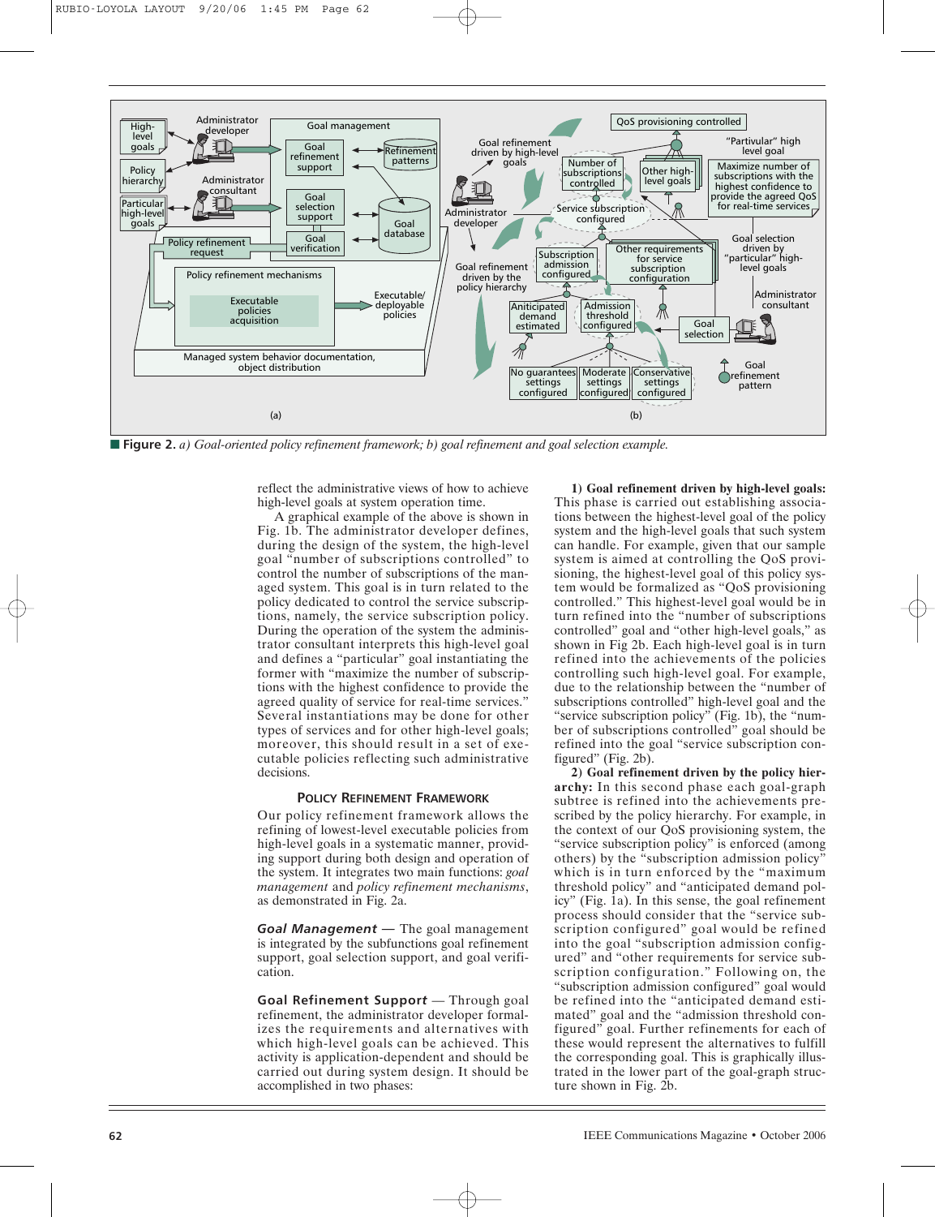**Figure 2.** *a) Goal-oriented policy refinement framework; b) goal refinement and goal selection example.*

reflect the administrative views of how to achieve high-level goals at system operation time.

A graphical example of the above is shown in Fig. 1b. The administrator developer defines, during the design of the system, the high-level goal "number of subscriptions controlled" to control the number of subscriptions of the managed system. This goal is in turn related to the policy dedicated to control the service subscriptions, namely, the service subscription policy. During the operation of the system the administrator consultant interprets this high-level goal and defines a "particular" goal instantiating the former with "maximize the number of subscriptions with the highest confidence to provide the agreed quality of service for real-time services." Several instantiations may be done for other types of services and for other high-level goals; moreover, this should result in a set of executable policies reflecting such administrative decisions.

## POLICY REFINEMENT FRAMEWORK

Our policy refinement framework allows the refining of lowest-level executable policies from high-level goals in a systematic manner, providing support during both design and operation of the system. It integrates two main functions: *goal management* and *policy refinement mechanisms*, as demonstrated in Fig. 2a.

***Goal Management*** — The goal management is integrated by the subfunctions goal refinement support, goal selection support, and goal verification.

**Goal Refinement Support** — Through goal refinement, the administrator developer formalizes the requirements and alternatives with which high-level goals can be achieved. This activity is application-dependent and should be carried out during system design. It should be accomplished in two phases:

**1) Goal refinement driven by high-level goals:** This phase is carried out establishing associations between the highest-level goal of the policy system and the high-level goals that such system can handle. For example, given that our sample system is aimed at controlling the QoS provisioning, the highest-level goal of this policy system would be formalized as "QoS provisioning controlled." This highest-level goal would be in turn refined into the "number of subscriptions controlled" goal and "other high-level goals," as shown in Fig 2b. Each high-level goal is in turn refined into the achievements of the policies controlling such high-level goal. For example, due to the relationship between the "number of subscriptions controlled" high-level goal and the "service subscription policy" (Fig. 1b), the "number of subscriptions controlled" goal should be refined into the goal "service subscription configured" (Fig. 2b).

**2) Goal refinement driven by the policy hierarchy:** In this second phase each goal-graph subtree is refined into the achievements prescribed by the policy hierarchy. For example, in the context of our QoS provisioning system, the "service subscription policy" is enforced (among others) by the "subscription admission policy" which is in turn enforced by the "maximum threshold policy" and "anticipated demand policy" (Fig. 1a). In this sense, the goal refinement process should consider that the "service subscription configured" goal would be refined into the goal "subscription admission configured" and "other requirements for service subscription configuration." Following on, the "subscription admission configured" goal would be refined into the "anticipated demand estimated" goal and the "admission threshold configured" goal. Further refinements for each of these would represent the alternatives to fulfill the corresponding goal. This is graphically illustrated in the lower part of the goal-graph structure shown in Fig. 2b.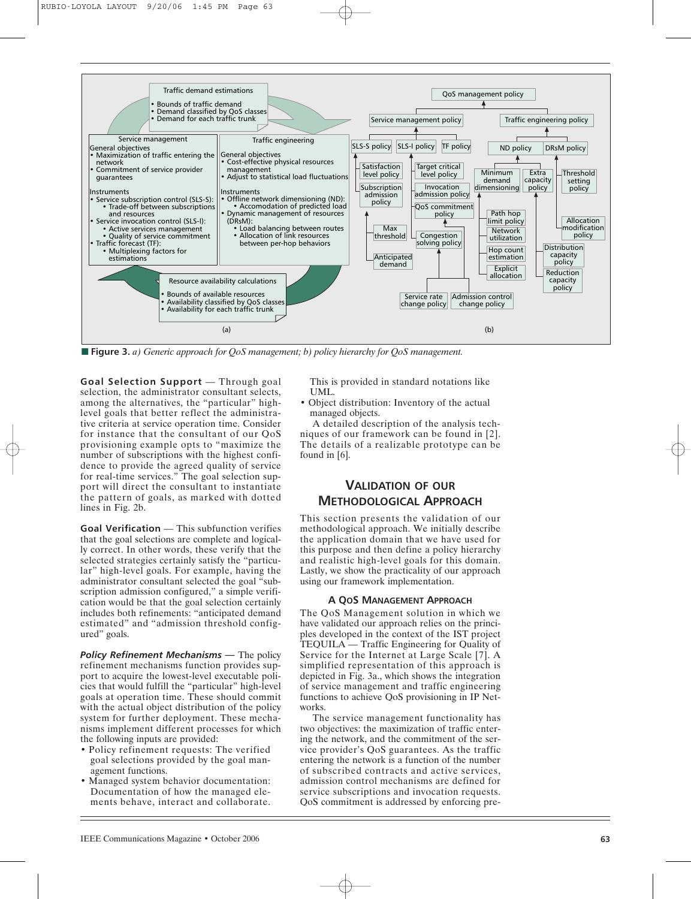**Figure 3.** *a) Generic approach for QoS management; b) policy hierarchy for QoS management.*

**Goal Selection Support** — Through goal selection, the administrator consultant selects, among the alternatives, the "particular" high-level goals that better reflect the administrative criteria at service operation time. Consider for instance that the consultant of our QoS provisioning example opts to "maximize the number of subscriptions with the highest confidence to provide the agreed quality of service for real-time services." The goal selection support will direct the consultant to instantiate the pattern of goals, as marked with dotted lines in Fig. 2b.

**Goal Verification** — This subfunction verifies that the goal selections are complete and logically correct. In other words, these verify that the selected strategies certainly satisfy the "particular" high-level goals. For example, having the administrator consultant selected the goal "subscription admission configured," a simple verification would be that the goal selection certainly includes both refinements: "anticipated demand estimated" and "admission threshold configured" goals.

***Policy Refinement Mechanisms*** — The policy refinement mechanisms function provides support to acquire the lowest-level executable policies that would fulfill the "particular" high-level goals at operation time. These should commit with the actual object distribution of the policy system for further deployment. These mechanisms implement different processes for which the following inputs are provided:

- Policy refinement requests: The verified goal selections provided by the goal management functions.
- Managed system behavior documentation: Documentation of how the managed elements behave, interact and collaborate. This is provided in standard notations like UML.
- Object distribution: Inventory of the actual managed objects.

A detailed description of the analysis techniques of our framework can be found in [2]. The details of a realizable prototype can be found in [6].

## Validation of Our Methodological Approach

This section presents the validation of our methodological approach. We initially describe the application domain that we have used for this purpose and then define a policy hierarchy and realistic high-level goals for this domain. Lastly, we show the practicality of our approach using our framework implementation.

### A QoS Management Approach

The QoS Management solution in which we have validated our approach relies on the principles developed in the context of the IST project TEQUILA — Traffic Engineering for Quality of Service for the Internet at Large Scale [7]. A simplified representation of this approach is depicted in Fig. 3a., which shows the integration of service management and traffic engineering functions to achieve QoS provisioning in IP Networks.

The service management functionality has two objectives: the maximization of traffic entering the network, and the commitment of the service provider's QoS guarantees. As the traffic entering the network is a function of the number of subscribed contracts and active services, admission control mechanisms are defined for service subscriptions and invocation requests. QoS commitment is addressed by enforcing pre-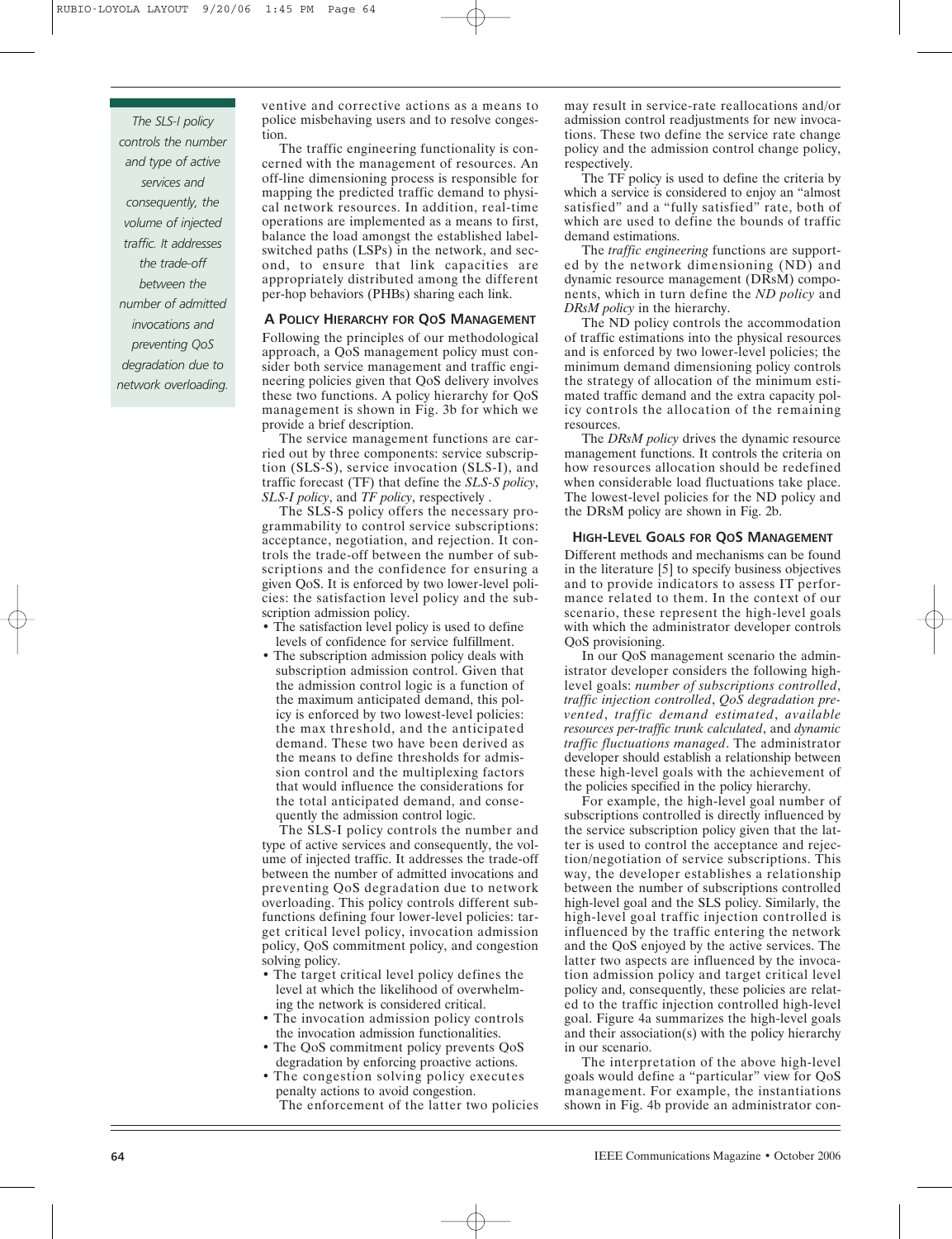ventive and corrective actions as a means to police misbehaving users and to resolve congestion.

The traffic engineering functionality is concerned with the management of resources. An off-line dimensioning process is responsible for mapping the predicted traffic demand to physical network resources. In addition, real-time operations are implemented as a means to first, balance the load amongst the established label-switched paths (LSPs) in the network, and second, to ensure that link capacities are appropriately distributed among the different per-hop behaviors (PHBs) sharing each link.

## A Policy Hierarchy for QoS Management

Following the principles of our methodological approach, a QoS management policy must consider both service management and traffic engineering policies given that QoS delivery involves these two functions. A policy hierarchy for QoS management is shown in Fig. 3b for which we provide a brief description.

The service management functions are carried out by three components: service subscription (SLS-S), service invocation (SLS-I), and traffic forecast (TF) that define the *SLS-S policy*, *SLS-I policy*, and *TF policy*, respectively .

The SLS-S policy offers the necessary programmability to control service subscriptions: acceptance, negotiation, and rejection. It controls the trade-off between the number of subscriptions and the confidence for ensuring a given QoS. It is enforced by two lower-level policies: the satisfaction level policy and the subscription admission policy.

- The satisfaction level policy is used to define levels of confidence for service fulfillment.
- The subscription admission policy deals with subscription admission control. Given that the admission control logic is a function of the maximum anticipated demand, this policy is enforced by two lowest-level policies: the max threshold, and the anticipated demand. These two have been derived as the means to define thresholds for admission control and the multiplexing factors that would influence the considerations for the total anticipated demand, and consequently the admission control logic.

The SLS-I policy controls the number and type of active services and consequently, the volume of injected traffic. It addresses the trade-off between the number of admitted invocations and preventing QoS degradation due to network overloading. This policy controls different subfunctions defining four lower-level policies: target critical level policy, invocation admission policy, QoS commitment policy, and congestion solving policy.

- The target critical level policy defines the level at which the likelihood of overwhelming the network is considered critical.
- The invocation admission policy controls the invocation admission functionalities.
- The QoS commitment policy prevents QoS degradation by enforcing proactive actions.
- The congestion solving policy executes penalty actions to avoid congestion.

The enforcement of the latter two policies may result in service-rate reallocations and/or admission control readjustments for new invocations. These two define the service rate change policy and the admission control change policy, respectively.

The TF policy is used to define the criteria by which a service is considered to enjoy an "almost satisfied" and a "fully satisfied" rate, both of which are used to define the bounds of traffic demand estimations.

The *traffic engineering* functions are supported by the network dimensioning (ND) and dynamic resource management (DRsM) components, which in turn define the *ND policy* and *DRsM policy* in the hierarchy.

The ND policy controls the accommodation of traffic estimations into the physical resources and is enforced by two lower-level policies; the minimum demand dimensioning policy controls the strategy of allocation of the minimum estimated traffic demand and the extra capacity policy controls the allocation of the remaining resources.

The *DRsM policy* drives the dynamic resource management functions. It controls the criteria on how resources allocation should be redefined when considerable load fluctuations take place. The lowest-level policies for the ND policy and the DRsM policy are shown in Fig. 2b.

## High-Level Goals for QoS Management

Different methods and mechanisms can be found in the literature [5] to specify business objectives and to provide indicators to assess IT performance related to them. In the context of our scenario, these represent the high-level goals with which the administrator developer controls QoS provisioning.

In our QoS management scenario the administrator developer considers the following high-level goals: *number of subscriptions controlled*, *traffic injection controlled*, *QoS degradation prevented*, *traffic demand estimated*, *available resources per-traffic trunk calculated*, and *dynamic traffic fluctuations managed*. The administrator developer should establish a relationship between these high-level goals with the achievement of the policies specified in the policy hierarchy.

For example, the high-level goal number of subscriptions controlled is directly influenced by the service subscription policy given that the latter is used to control the acceptance and rejection/negotiation of service subscriptions. This way, the developer establishes a relationship between the number of subscriptions controlled high-level goal and the SLS policy. Similarly, the high-level goal traffic injection controlled is influenced by the traffic entering the network and the QoS enjoyed by the active services. The latter two aspects are influenced by the invocation admission policy and target critical level policy and, consequently, these policies are related to the traffic injection controlled high-level goal. Figure 4a summarizes the high-level goals and their association(s) with the policy hierarchy in our scenario.

The interpretation of the above high-level goals would define a "particular" view for QoS management. For example, the instantiations shown in Fig. 4b provide an administrator con-

*The SLS-I policy controls the number and type of active services and consequently, the volume of injected traffic. It addresses the trade-off between the number of admitted invocations and preventing QoS degradation due to network overloading.*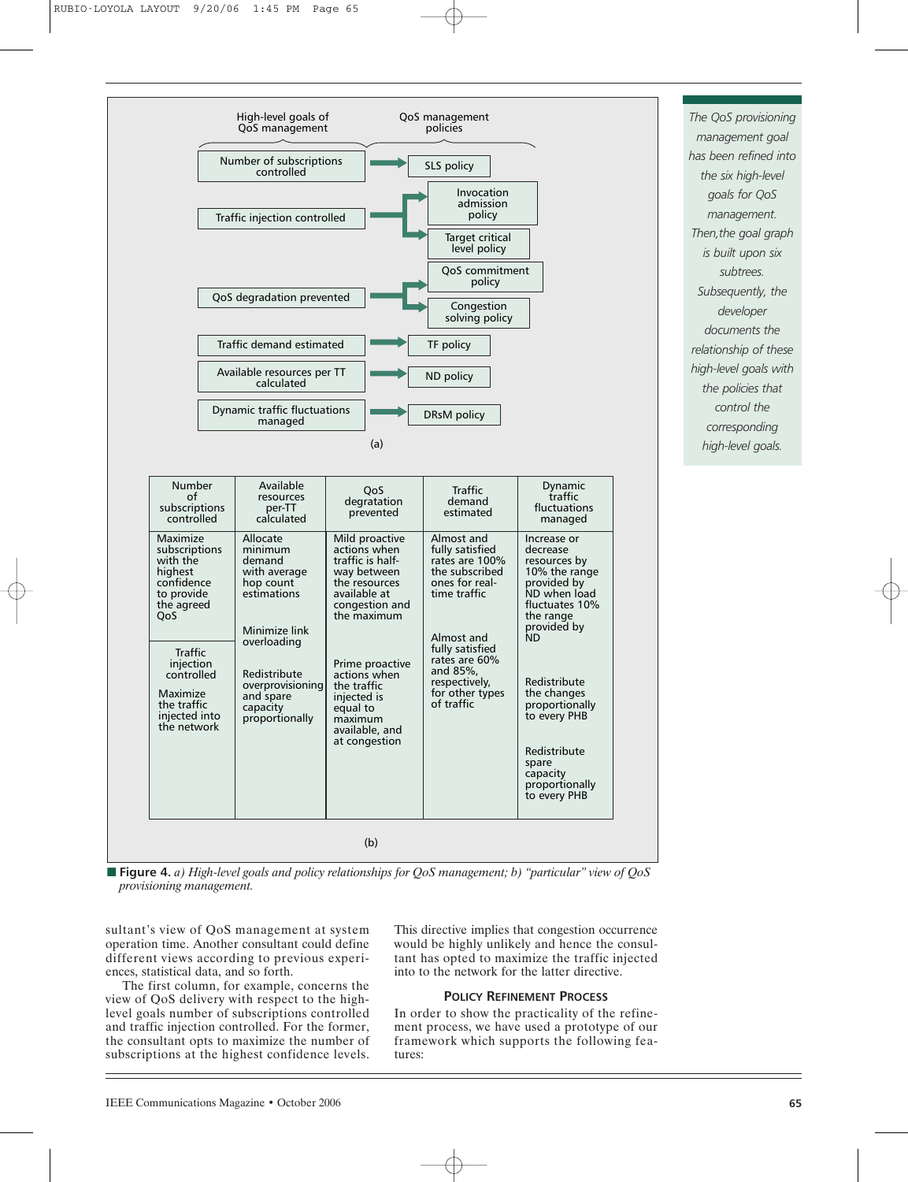High-level goals of QoS management → QoS management policies

- Number of subscriptions controlled → SLS policy
- Traffic injection controlled → Invocation admission policy; Target critical level policy
- QoS degradation prevented → QoS commitment policy; Congestion solving policy
- Traffic demand estimated → TF policy
- Available resources per TT calculated → ND policy
- Dynamic traffic fluctuations managed → DRsM policy

(a)

| Number of subscriptions controlled | Available resources per-TT calculated | QoS degratation prevented | Traffic demand estimated | Dynamic traffic fluctuations managed |
|---|---|---|---|---|
| Maximize subscriptions with the highest confidence to provide the agreed QoS | Allocate minimum demand with average hop count estimations | Mild proactive actions when traffic is half-way between the resources available at congestion and the maximum | Almost and fully satisfied rates are 100% the subscribed ones for real-time traffic | Increase or decrease resources by 10% the range provided by ND when load fluctuates 10% the range provided by ND |
| | Minimize link overloading | | Almost and fully satisfied rates are 60% and 85%, respectively, for other types of traffic | |
| **Traffic injection controlled** | | | | |
| Maximize the traffic injected into the network | Redistribute overprovisioning and spare capacity proportionally | Prime proactive actions when the traffic injected is equal to maximum available, and at congestion | | Redistribute the changes proportionally to every PHB |
| | | | | Redistribute spare capacity proportionally to every PHB |

(b)

■ **Figure 4.** *a) High-level goals and policy relationships for QoS management; b) "particular" view of QoS provisioning management.*

*The QoS provisioning management goal has been refined into the six high-level goals for QoS management. Then, the goal graph is built upon six subtrees. Subsequently, the developer documents the relationship of these high-level goals with the policies that control the corresponding high-level goals.*

sultant's view of QoS management at system operation time. Another consultant could define different views according to previous experiences, statistical data, and so forth.

The first column, for example, concerns the view of QoS delivery with respect to the high-level goals number of subscriptions controlled and traffic injection controlled. For the former, the consultant opts to maximize the number of subscriptions at the highest confidence levels. This directive implies that congestion occurrence would be highly unlikely and hence the consultant has opted to maximize the traffic injected into to the network for the latter directive.

### Policy Refinement Process

In order to show the practicality of the refinement process, we have used a prototype of our framework which supports the following features: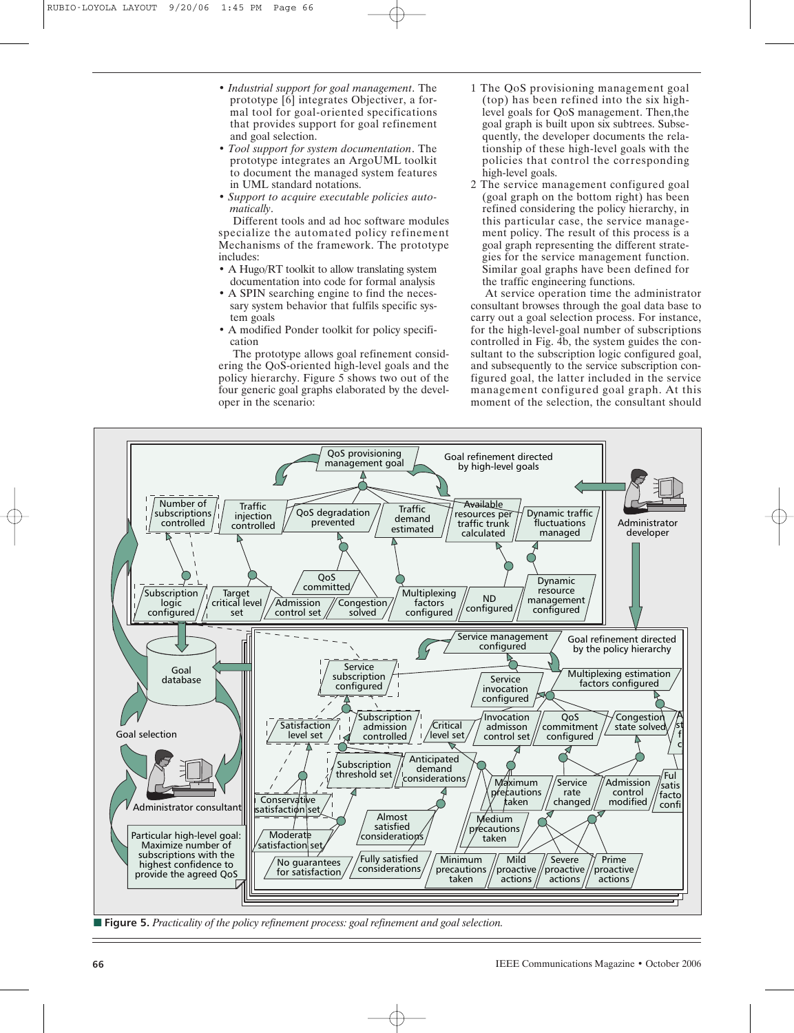- *Industrial support for goal management*. The prototype [6] integrates Objectiver, a formal tool for goal-oriented specifications that provides support for goal refinement and goal selection.
- *Tool support for system documentation*. The prototype integrates an ArgoUML toolkit to document the managed system features in UML standard notations.
- *Support to acquire executable policies automatically*.

Different tools and ad hoc software modules specialize the automated policy refinement Mechanisms of the framework. The prototype includes:

- A Hugo/RT toolkit to allow translating system documentation into code for formal analysis
- A SPIN searching engine to find the necessary system behavior that fulfils specific system goals
- A modified Ponder toolkit for policy specification

The prototype allows goal refinement considering the QoS-oriented high-level goals and the policy hierarchy. Figure 5 shows two out of the four generic goal graphs elaborated by the developer in the scenario:

1. The QoS provisioning management goal (top) has been refined into the six high-level goals for QoS management. Then,the goal graph is built upon six subtrees. Subsequently, the developer documents the relationship of these high-level goals with the policies that control the corresponding high-level goals.
2. The service management configured goal (goal graph on the bottom right) has been refined considering the policy hierarchy, in this particular case, the service management policy. The result of this process is a goal graph representing the different strategies for the service management function. Similar goal graphs have been defined for the traffic engineering functions.

At service operation time the administrator consultant browses through the goal data base to carry out a goal selection process. For instance, for the high-level-goal number of subscriptions controlled in Fig. 4b, the system guides the consultant to the subscription logic configured goal, and subsequently to the service subscription configured goal, the latter included in the service management configured goal graph. At this moment of the selection, the consultant should

■ **Figure 5.** *Practicality of the policy refinement process: goal refinement and goal selection.*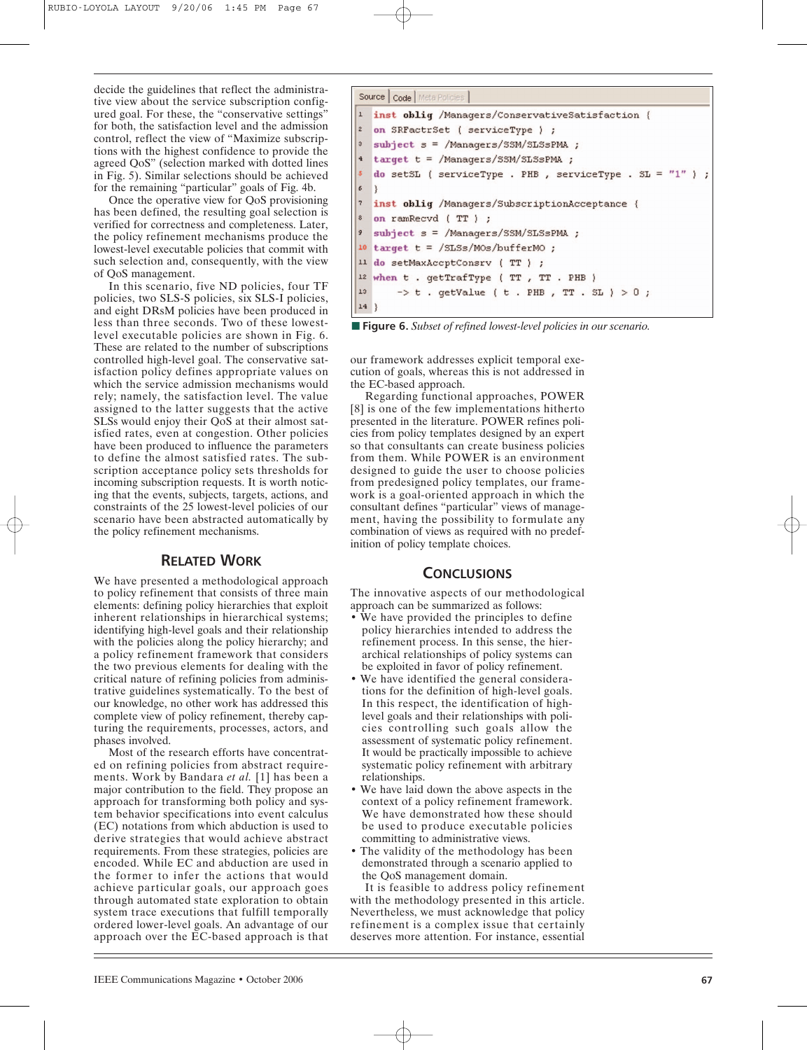decide the guidelines that reflect the administrative view about the service subscription configured goal. For these, the "conservative settings" for both, the satisfaction level and the admission control, reflect the view of "Maximize subscriptions with the highest confidence to provide the agreed QoS" (selection marked with dotted lines in Fig. 5). Similar selections should be achieved for the remaining "particular" goals of Fig. 4b.

Once the operative view for QoS provisioning has been defined, the resulting goal selection is verified for correctness and completeness. Later, the policy refinement mechanisms produce the lowest-level executable policies that commit with such selection and, consequently, with the view of QoS management.

In this scenario, five ND policies, four TF policies, two SLS-S policies, six SLS-I policies, and eight DRsM policies have been produced in less than three seconds. Two of these lowest-level executable policies are shown in Fig. 6. These are related to the number of subscriptions controlled high-level goal. The conservative satisfaction policy defines appropriate values on which the service admission mechanisms would rely; namely, the satisfaction level. The value assigned to the latter suggests that the active SLSs would enjoy their QoS at their almost satisfied rates, even at congestion. Other policies have been produced to influence the parameters to define the almost satisfied rates. The subscription acceptance policy sets thresholds for incoming subscription requests. It is worth noticing that the events, subjects, targets, actions, and constraints of the 25 lowest-level policies of our scenario have been abstracted automatically by the policy refinement mechanisms.

```
Source | Code | Meta Policies
1  inst oblig /Managers/ConservativeSatisfaction {
2  on SRFactrSet ( serviceType ) ;
3  subject s = /Managers/SSM/SLSsPMA ;
4  target t = /Managers/SSM/SLSsPMA ;
5  do setSL ( serviceType . PHB , serviceType . SL = "1" ) ;
6  }
7  inst oblig /Managers/SubscriptionAcceptance {
8  on ramRecvd ( TT ) ;
9  subject s = /Managers/SSM/SLSsPMA ;
10 target t = /SLSs/MOs/bufferMO ;
11 do setMaxAccptConsrv ( TT ) ;
12 when t . getTrafType ( TT , TT . PHB )
13      -> t . getValue ( t . PHB , TT . SL ) > 0 ;
14 }
```

**Figure 6.** *Subset of refined lowest-level policies in our scenario.*

## Related Work

We have presented a methodological approach to policy refinement that consists of three main elements: defining policy hierarchies that exploit inherent relationships in hierarchical systems; identifying high-level goals and their relationship with the policies along the policy hierarchy; and a policy refinement framework that considers the two previous elements for dealing with the critical nature of refining policies from administrative guidelines systematically. To the best of our knowledge, no other work has addressed this complete view of policy refinement, thereby capturing the requirements, processes, actors, and phases involved.

Most of the research efforts have concentrated on refining policies from abstract requirements. Work by Bandara *et al.* [1] has been a major contribution to the field. They propose an approach for transforming both policy and system behavior specifications into event calculus (EC) notations from which abduction is used to derive strategies that would achieve abstract requirements. From these strategies, policies are encoded. While EC and abduction are used in the former to infer the actions that would achieve particular goals, our approach goes through automated state exploration to obtain system trace executions that fulfill temporally ordered lower-level goals. An advantage of our approach over the EC-based approach is that our framework addresses explicit temporal execution of goals, whereas this is not addressed in the EC-based approach.

Regarding functional approaches, POWER [8] is one of the few implementations hitherto presented in the literature. POWER refines policies from policy templates designed by an expert so that consultants can create business policies from them. While POWER is an environment designed to guide the user to choose policies from predesigned policy templates, our framework is a goal-oriented approach in which the consultant defines "particular" views of management, having the possibility to formulate any combination of views as required with no predefinition of policy template choices.

## Conclusions

The innovative aspects of our methodological approach can be summarized as follows:

- We have provided the principles to define policy hierarchies intended to address the refinement process. In this sense, the hierarchical relationships of policy systems can be exploited in favor of policy refinement.
- We have identified the general considerations for the definition of high-level goals. In this respect, the identification of high-level goals and their relationships with policies controlling such goals allow the assessment of systematic policy refinement. It would be practically impossible to achieve systematic policy refinement with arbitrary relationships.
- We have laid down the above aspects in the context of a policy refinement framework. We have demonstrated how these should be used to produce executable policies committing to administrative views.
- The validity of the methodology has been demonstrated through a scenario applied to the QoS management domain.

It is feasible to address policy refinement with the methodology presented in this article. Nevertheless, we must acknowledge that policy refinement is a complex issue that certainly deserves more attention. For instance, essential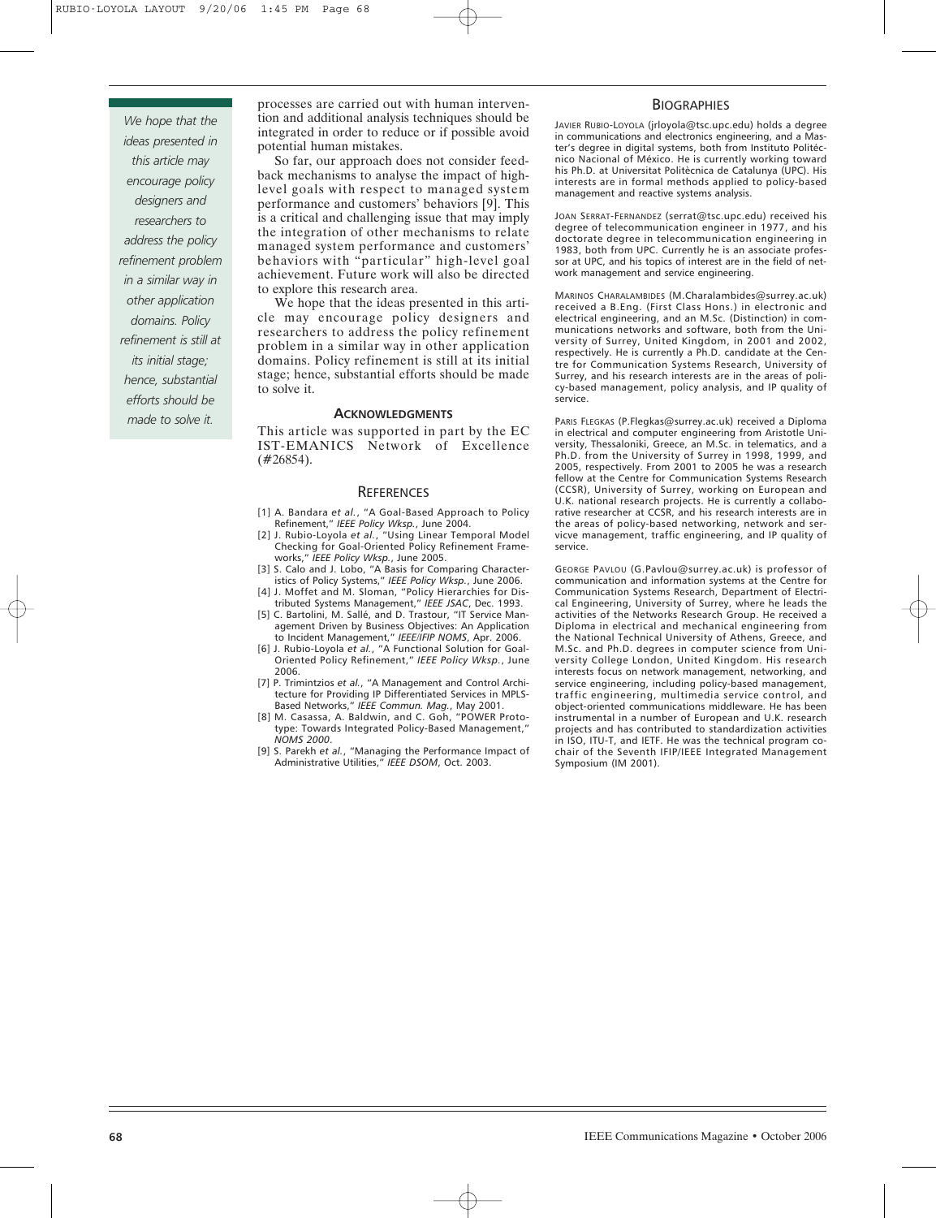processes are carried out with human intervention and additional analysis techniques should be integrated in order to reduce or if possible avoid potential human mistakes.

So far, our approach does not consider feedback mechanisms to analyse the impact of high-level goals with respect to managed system performance and customers' behaviors [9]. This is a critical and challenging issue that may imply the integration of other mechanisms to relate managed system performance and customers' behaviors with "particular" high-level goal achievement. Future work will also be directed to explore this research area.

We hope that the ideas presented in this article may encourage policy designers and researchers to address the policy refinement problem in a similar way in other application domains. Policy refinement is still at its initial stage; hence, substantial efforts should be made to solve it.

*We hope that the ideas presented in this article may encourage policy designers and researchers to address the policy refinement problem in a similar way in other application domains. Policy refinement is still at its initial stage; hence, substantial efforts should be made to solve it.*

## ACKNOWLEDGMENTS

This article was supported in part by the EC IST-EMANICS Network of Excellence (#26854).

## REFERENCES

[1] A. Bandara *et al.*, "A Goal-Based Approach to Policy Refinement," *IEEE Policy Wksp.*, June 2004.

[2] J. Rubio-Loyola *et al.*, "Using Linear Temporal Model Checking for Goal-Oriented Policy Refinement Frameworks," *IEEE Policy Wksp.*, June 2005.

[3] S. Calo and J. Lobo, "A Basis for Comparing Characteristics of Policy Systems," *IEEE Policy Wksp.*, June 2006.

[4] J. Moffet and M. Sloman, "Policy Hierarchies for Distributed Systems Management," *IEEE JSAC*, Dec. 1993.

[5] C. Bartolini, M. Sallé, and D. Trastour, "IT Service Management Driven by Business Objectives: An Application to Incident Management," *IEEE/IFIP NOMS*, Apr. 2006.

[6] J. Rubio-Loyola *et al.*, "A Functional Solution for Goal-Oriented Policy Refinement," *IEEE Policy Wksp.*, June 2006.

[7] P. Trimintzios *et al.*, "A Management and Control Architecture for Providing IP Differentiated Services in MPLS-Based Networks," *IEEE Commun. Mag.*, May 2001.

[8] M. Casassa, A. Baldwin, and C. Goh, "POWER Prototype: Towards Integrated Policy-Based Management," *NOMS 2000*.

[9] S. Parekh *et al.*, "Managing the Performance Impact of Administrative Utilities," *IEEE DSOM*, Oct. 2003.

## BIOGRAPHIES

JAVIER RUBIO-LOYOLA (jrloyola@tsc.upc.edu) holds a degree in communications and electronics engineering, and a Master's degree in digital systems, both from Instituto Politécnico Nacional of México. He is currently working toward his Ph.D. at Universitat Politècnica de Catalunya (UPC). His interests are in formal methods applied to policy-based management and reactive systems analysis.

JOAN SERRAT-FERNANDEZ (serrat@tsc.upc.edu) received his degree of telecommunication engineer in 1977, and his doctorate degree in telecommunication engineering in 1983, both from UPC. Currently he is an associate professor at UPC, and his topics of interest are in the field of network management and service engineering.

MARINOS CHARALAMBIDES (M.Charalambides@surrey.ac.uk) received a B.Eng. (First Class Hons.) in electronic and electrical engineering, and an M.Sc. (Distinction) in communications networks and software, both from the University of Surrey, United Kingdom, in 2001 and 2002, respectively. He is currently a Ph.D. candidate at the Centre for Communication Systems Research, University of Surrey, and his research interests are in the areas of policy-based management, policy analysis, and IP quality of service.

PARIS FLEGKAS (P.Flegkas@surrey.ac.uk) received a Diploma in electrical and computer engineering from Aristotle University, Thessaloniki, Greece, an M.Sc. in telematics, and a Ph.D. from the University of Surrey in 1998, 1999, and 2005, respectively. From 2001 to 2005 he was a research fellow at the Centre for Communication Systems Research (CCSR), University of Surrey, working on European and U.K. national research projects. He is currently a collaborative researcher at CCSR, and his research interests are in the areas of policy-based networking, network and servicve management, traffic engineering, and IP quality of service.

GEORGE PAVLOU (G.Pavlou@surrey.ac.uk) is professor of communication and information systems at the Centre for Communication Systems Research, Department of Electrical Engineering, University of Surrey, where he leads the activities of the Networks Research Group. He received a Diploma in electrical and mechanical engineering from the National Technical University of Athens, Greece, and M.Sc. and Ph.D. degrees in computer science from University College London, United Kingdom. His research interests focus on network management, networking, and service engineering, including policy-based management, traffic engineering, multimedia service control, and object-oriented communications middleware. He has been instrumental in a number of European and U.K. research projects and has contributed to standardization activities in ISO, ITU-T, and IETF. He was the technical program co-chair of the Seventh IFIP/IEEE Integrated Management Symposium (IM 2001).